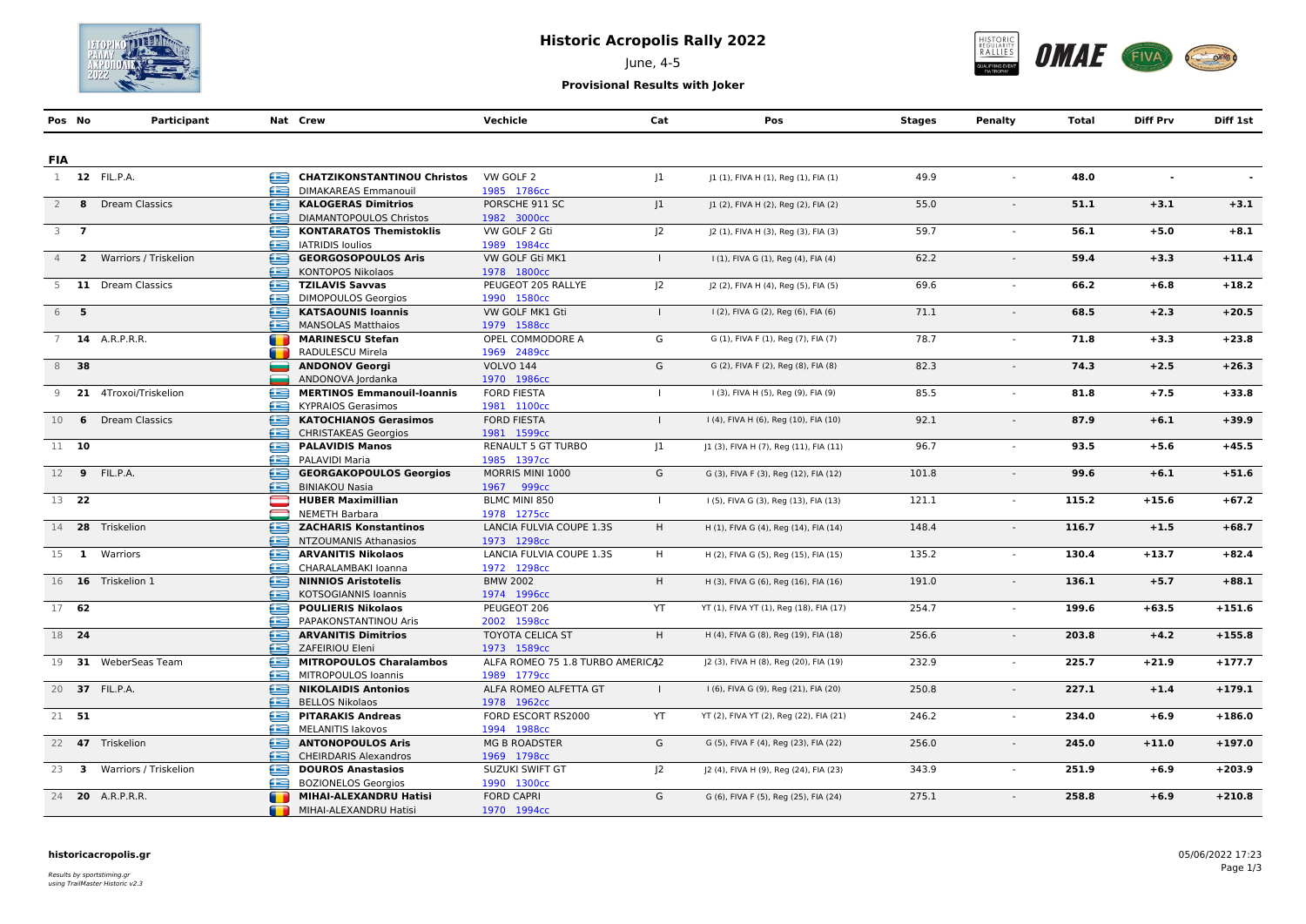# Historic Acropolis Rally 2022

June, 4-5

**Provisional Results with Joker**

| Pos | No | Participant | Nat | Crew | Vechicle | Cat | Pos | Stages | Penalty | Total | Diff Prv | Diff 1st |
|---|---|---|---|---|---|---|---|---|---|---|---|---|
| **FIA** | | | | | | | | | | | | |
| 1 | **12** | FIL.P.A. | | **CHATZIKONSTANTINOU Christos** / DIMAKAREAS Emmanouil | VW GOLF 2 / 1985 1786cc | J1 | J1 (1), FIVA H (1), Reg (1), FIA (1) | 49.9 | - | **48.0** | **-** | **-** |
| 2 | **8** | Dream Classics | | **KALOGERAS Dimitrios** / DIAMANTOPOULOS Christos | PORSCHE 911 SC / 1982 3000cc | J1 | J1 (2), FIVA H (2), Reg (2), FIA (2) | 55.0 | - | **51.1** | **+3.1** | **+3.1** |
| 3 | **7** | | | **KONTARATOS Themistoklis** / IATRIDIS Ioulios | VW GOLF 2 Gti / 1989 1984cc | J2 | J2 (1), FIVA H (3), Reg (3), FIA (3) | 59.7 | - | **56.1** | **+5.0** | **+8.1** |
| 4 | **2** | Warriors / Triskelion | | **GEORGOSOPOULOS Aris** / KONTOPOS Nikolaos | VW GOLF Gti MK1 / 1978 1800cc | I | I (1), FIVA G (1), Reg (4), FIA (4) | 62.2 | - | **59.4** | **+3.3** | **+11.4** |
| 5 | **11** | Dream Classics | | **TZILAVIS Savvas** / DIMOPOULOS Georgios | PEUGEOT 205 RALLYE / 1990 1580cc | J2 | J2 (2), FIVA H (4), Reg (5), FIA (5) | 69.6 | - | **66.2** | **+6.8** | **+18.2** |
| 6 | **5** | | | **KATSAOUNIS Ioannis** / MANSOLAS Matthaios | VW GOLF MK1 Gti / 1979 1588cc | I | I (2), FIVA G (2), Reg (6), FIA (6) | 71.1 | - | **68.5** | **+2.3** | **+20.5** |
| 7 | **14** | A.R.P.R.R. | | **MARINESCU Stefan** / RADULESCU Mirela | OPEL COMMODORE A / 1969 2489cc | G | G (1), FIVA F (1), Reg (7), FIA (7) | 78.7 | - | **71.8** | **+3.3** | **+23.8** |
| 8 | **38** | | | **ANDONOV Georgi** / ANDONOVA Jordanka | VOLVO 144 / 1970 1986cc | G | G (2), FIVA F (2), Reg (8), FIA (8) | 82.3 | - | **74.3** | **+2.5** | **+26.3** |
| 9 | **21** | 4Troxoi/Triskelion | | **MERTINOS Emmanouil-Ioannis** / KYPRAIOS Gerasimos | FORD FIESTA / 1981 1100cc | I | I (3), FIVA H (5), Reg (9), FIA (9) | 85.5 | - | **81.8** | **+7.5** | **+33.8** |
| 10 | **6** | Dream Classics | | **KATOCHIANOS Gerasimos** / CHRISTAKEAS Georgios | FORD FIESTA / 1981 1599cc | I | I (4), FIVA H (6), Reg (10), FIA (10) | 92.1 | - | **87.9** | **+6.1** | **+39.9** |
| 11 | **10** | | | **PALAVIDIS Manos** / PALAVIDI Maria | RENAULT 5 GT TURBO / 1985 1397cc | J1 | J1 (3), FIVA H (7), Reg (11), FIA (11) | 96.7 | - | **93.5** | **+5.6** | **+45.5** |
| 12 | **9** | FIL.P.A. | | **GEORGAKOPOULOS Georgios** / BINIAKOU Nasia | MORRIS MINI 1000 / 1967 999cc | G | G (3), FIVA F (3), Reg (12), FIA (12) | 101.8 | - | **99.6** | **+6.1** | **+51.6** |
| 13 | **22** | | | **HUBER Maximillian** / NEMETH Barbara | BLMC MINI 850 / 1978 1275cc | I | I (5), FIVA G (3), Reg (13), FIA (13) | 121.1 | - | **115.2** | **+15.6** | **+67.2** |
| 14 | **28** | Triskelion | | **ZACHARIS Konstantinos** / NTZOUMANIS Athanasios | LANCIA FULVIA COUPE 1.3S / 1973 1298cc | H | H (1), FIVA G (4), Reg (14), FIA (14) | 148.4 | - | **116.7** | **+1.5** | **+68.7** |
| 15 | **1** | Warriors | | **ARVANITIS Nikolaos** / CHARALAMBAKI Ioanna | LANCIA FULVIA COUPE 1.3S / 1972 1298cc | H | H (2), FIVA G (5), Reg (15), FIA (15) | 135.2 | - | **130.4** | **+13.7** | **+82.4** |
| 16 | **16** | Triskelion 1 | | **NINNIOS Aristotelis** / KOTSOGIANNIS Ioannis | BMW 2002 / 1974 1996cc | H | H (3), FIVA G (6), Reg (16), FIA (16) | 191.0 | - | **136.1** | **+5.7** | **+88.1** |
| 17 | **62** | | | **POULIERIS Nikolaos** / PAPAKONSTANTINOU Aris | PEUGEOT 206 / 2002 1598cc | YT | YT (1), FIVA YT (1), Reg (18), FIA (17) | 254.7 | - | **199.6** | **+63.5** | **+151.6** |
| 18 | **24** | | | **ARVANITIS Dimitrios** / ZAFEIRIOU Eleni | TOYOTA CELICA ST / 1973 1589cc | H | H (4), FIVA G (8), Reg (19), FIA (18) | 256.6 | - | **203.8** | **+4.2** | **+155.8** |
| 19 | **31** | WeberSeas Team | | **MITROPOULOS Charalambos** / MITROPOULOS Ioannis | ALFA ROMEO 75 1.8 TURBO AMERICA / 1989 1779cc | J2 | J2 (3), FIVA H (8), Reg (20), FIA (19) | 232.9 | - | **225.7** | **+21.9** | **+177.7** |
| 20 | **37** | FIL.P.A. | | **NIKOLAIDIS Antonios** / BELLOS Nikolaos | ALFA ROMEO ALFETTA GT / 1978 1962cc | I | I (6), FIVA G (9), Reg (21), FIA (20) | 250.8 | - | **227.1** | **+1.4** | **+179.1** |
| 21 | **51** | | | **PITARAKIS Andreas** / MELANITIS Iakovos | FORD ESCORT RS2000 / 1994 1988cc | YT | YT (2), FIVA YT (2), Reg (22), FIA (21) | 246.2 | - | **234.0** | **+6.9** | **+186.0** |
| 22 | **47** | Triskelion | | **ANTONOPOULOS Aris** / CHEIRDARIS Alexandros | MG B ROADSTER / 1969 1798cc | G | G (5), FIVA F (4), Reg (23), FIA (22) | 256.0 | - | **245.0** | **+11.0** | **+197.0** |
| 23 | **3** | Warriors / Triskelion | | **DOUROS Anastasios** / BOZIONELOS Georgios | SUZUKI SWIFT GT / 1990 1300cc | J2 | J2 (4), FIVA H (9), Reg (24), FIA (23) | 343.9 | - | **251.9** | **+6.9** | **+203.9** |
| 24 | **20** | A.R.P.R.R. | | **MIHAI-ALEXANDRU Hatisi** / MIHAI-ALEXANDRU Hatisi | FORD CAPRI / 1970 1994cc | G | G (6), FIVA F (5), Reg (25), FIA (24) | 275.1 | - | **258.8** | **+6.9** | **+210.8** |

**historicacropolis.gr**

*Results by sportstiming.gr*
*using TrailMaster Historic v2.3*

05/06/2022 17:23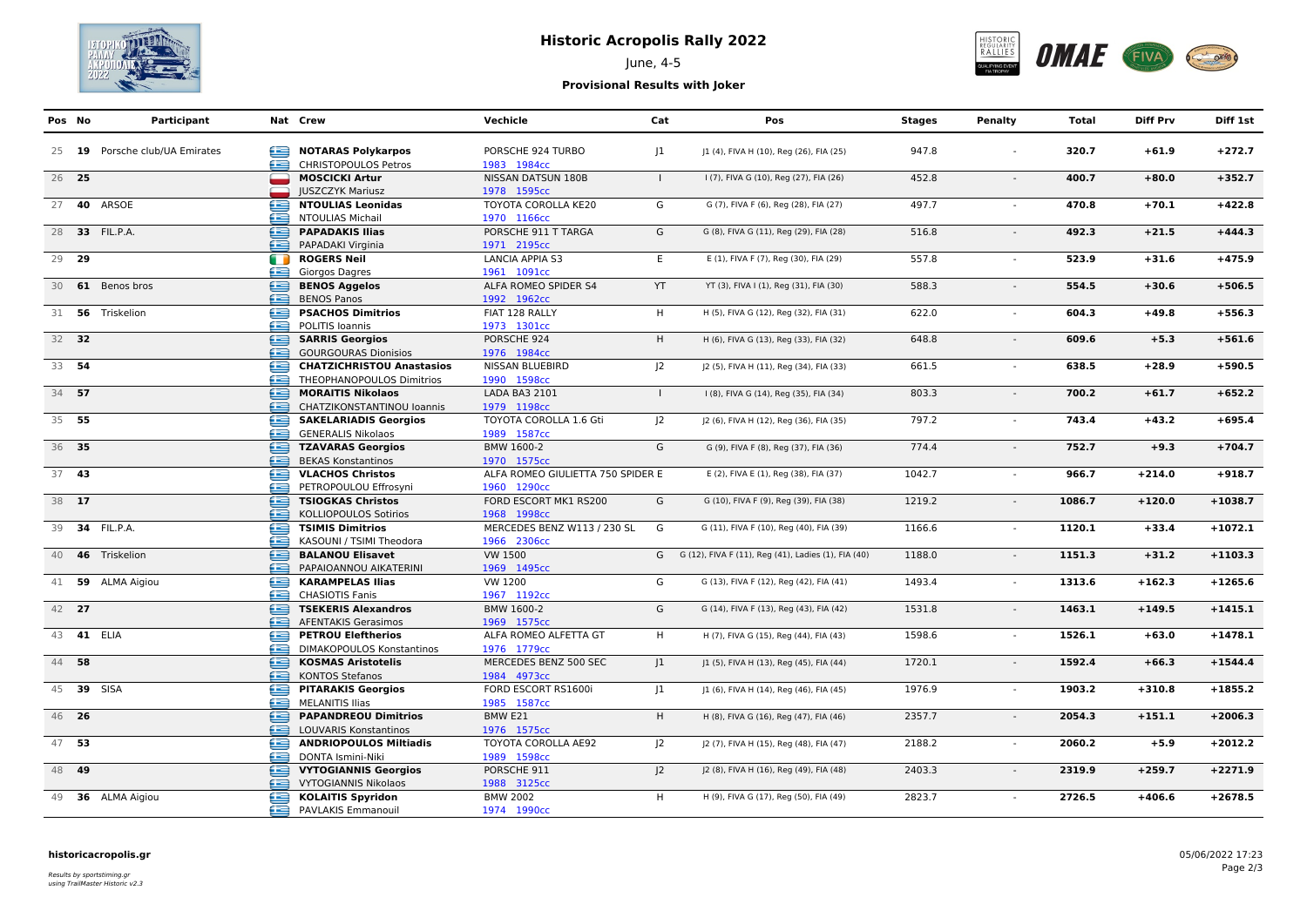# Historic Acropolis Rally 2022

June, 4-5

**Provisional Results with Joker**

| Pos | No | Participant | Nat | Crew | Vechicle | Cat | Pos | Stages | Penalty | Total | Diff Prv | Diff 1st |
|---|---|---|---|---|---|---|---|---|---|---|---|---|
| 25 | **19** | Porsche club/UA Emirates | | **NOTARAS Polykarpos**<br>CHRISTOPOULOS Petros | PORSCHE 924 TURBO<br>1983 1984cc | J1 | J1 (4), FIVA H (10), Reg (26), FIA (25) | 947.8 | - | **320.7** | **+61.9** | **+272.7** |
| 26 | **25** | | | **MOSCICKI Artur**<br>JUSZCZYK Mariusz | NISSAN DATSUN 180B<br>1978 1595cc | I | I (7), FIVA G (10), Reg (27), FIA (26) | 452.8 | - | **400.7** | **+80.0** | **+352.7** |
| 27 | **40** | ARSOE | | **NTOULIAS Leonidas**<br>NTOULIAS Michail | TOYOTA COROLLA KE20<br>1970 1166cc | G | G (7), FIVA F (6), Reg (28), FIA (27) | 497.7 | - | **470.8** | **+70.1** | **+422.8** |
| 28 | **33** | FIL.P.A. | | **PAPADAKIS Ilias**<br>PAPADAKI Virginia | PORSCHE 911 T TARGA<br>1971 2195cc | G | G (8), FIVA G (11), Reg (29), FIA (28) | 516.8 | - | **492.3** | **+21.5** | **+444.3** |
| 29 | **29** | | | **ROGERS Neil**<br>Giorgos Dagres | LANCIA APPIA S3<br>1961 1091cc | E | E (1), FIVA F (7), Reg (30), FIA (29) | 557.8 | - | **523.9** | **+31.6** | **+475.9** |
| 30 | **61** | Benos bros | | **BENOS Aggelos**<br>BENOS Panos | ALFA ROMEO SPIDER S4<br>1992 1962cc | YT | YT (3), FIVA I (1), Reg (31), FIA (30) | 588.3 | - | **554.5** | **+30.6** | **+506.5** |
| 31 | **56** | Triskelion | | **PSACHOS Dimitrios**<br>POLITIS Ioannis | FIAT 128 RALLY<br>1973 1301cc | H | H (5), FIVA G (12), Reg (32), FIA (31) | 622.0 | - | **604.3** | **+49.8** | **+556.3** |
| 32 | **32** | | | **SARRIS Georgios**<br>GOURGOURAS Dionisios | PORSCHE 924<br>1976 1984cc | H | H (6), FIVA G (13), Reg (33), FIA (32) | 648.8 | - | **609.6** | **+5.3** | **+561.6** |
| 33 | **54** | | | **CHATZICHRISTOU Anastasios**<br>THEOPHANOPOULOS Dimitrios | NISSAN BLUEBIRD<br>1990 1598cc | J2 | J2 (5), FIVA H (11), Reg (34), FIA (33) | 661.5 | - | **638.5** | **+28.9** | **+590.5** |
| 34 | **57** | | | **MORAITIS Nikolaos**<br>CHATZIKONSTANTINOU Ioannis | LADA BA3 2101<br>1979 1198cc | I | I (8), FIVA G (14), Reg (35), FIA (34) | 803.3 | - | **700.2** | **+61.7** | **+652.2** |
| 35 | **55** | | | **SAKELARIADIS Georgios**<br>GENERALIS Nikolaos | TOYOTA COROLLA 1.6 Gti<br>1989 1587cc | J2 | J2 (6), FIVA H (12), Reg (36), FIA (35) | 797.2 | - | **743.4** | **+43.2** | **+695.4** |
| 36 | **35** | | | **TZAVARAS Georgios**<br>BEKAS Konstantinos | BMW 1600-2<br>1970 1575cc | G | G (9), FIVA F (8), Reg (37), FIA (36) | 774.4 | - | **752.7** | **+9.3** | **+704.7** |
| 37 | **43** | | | **VLACHOS Christos**<br>PETROPOULOU Effrosyni | ALFA ROMEO GIULIETTA 750 SPIDER<br>1960 1290cc | E | E (2), FIVA E (1), Reg (38), FIA (37) | 1042.7 | - | **966.7** | **+214.0** | **+918.7** |
| 38 | **17** | | | **TSIOGKAS Christos**<br>KOLLIOPOULOS Sotirios | FORD ESCORT MK1 RS200<br>1968 1998cc | G | G (10), FIVA F (9), Reg (39), FIA (38) | 1219.2 | - | **1086.7** | **+120.0** | **+1038.7** |
| 39 | **34** | FIL.P.A. | | **TSIMIS Dimitrios**<br>KASOUNI / TSIMI Theodora | MERCEDES BENZ W113 / 230 SL<br>1966 2306cc | G | G (11), FIVA F (10), Reg (40), FIA (39) | 1166.6 | - | **1120.1** | **+33.4** | **+1072.1** |
| 40 | **46** | Triskelion | | **BALANOU Elisavet**<br>PAPAIOANNOU AIKATERINI | VW 1500<br>1969 1495cc | G | G (12), FIVA F (11), Reg (41), Ladies (1), FIA (40) | 1188.0 | - | **1151.3** | **+31.2** | **+1103.3** |
| 41 | **59** | ALMA Aigiou | | **KARAMPELAS Ilias**<br>CHASIOTIS Fanis | VW 1200<br>1967 1192cc | G | G (13), FIVA F (12), Reg (42), FIA (41) | 1493.4 | - | **1313.6** | **+162.3** | **+1265.6** |
| 42 | **27** | | | **TSEKERIS Alexandros**<br>AFENTAKIS Gerasimos | BMW 1600-2<br>1969 1575cc | G | G (14), FIVA F (13), Reg (43), FIA (42) | 1531.8 | - | **1463.1** | **+149.5** | **+1415.1** |
| 43 | **41** | ELIA | | **PETROU Eleftherios**<br>DIMAKOPOULOS Konstantinos | ALFA ROMEO ALFETTA GT<br>1976 1779cc | H | H (7), FIVA G (15), Reg (44), FIA (43) | 1598.6 | - | **1526.1** | **+63.0** | **+1478.1** |
| 44 | **58** | | | **KOSMAS Aristotelis**<br>KONTOS Stefanos | MERCEDES BENZ 500 SEC<br>1984 4973cc | J1 | J1 (5), FIVA H (13), Reg (45), FIA (44) | 1720.1 | - | **1592.4** | **+66.3** | **+1544.4** |
| 45 | **39** | SISA | | **PITARAKIS Georgios**<br>MELANITIS Ilias | FORD ESCORT RS1600i<br>1985 1587cc | J1 | J1 (6), FIVA H (14), Reg (46), FIA (45) | 1976.9 | - | **1903.2** | **+310.8** | **+1855.2** |
| 46 | **26** | | | **PAPANDREOU Dimitrios**<br>LOUVARIS Konstantinos | BMW E21<br>1976 1575cc | H | H (8), FIVA G (16), Reg (47), FIA (46) | 2357.7 | - | **2054.3** | **+151.1** | **+2006.3** |
| 47 | **53** | | | **ANDRIOPOULOS Miltiadis**<br>DONTA Ismini-Niki | TOYOTA COROLLA AE92<br>1989 1598cc | J2 | J2 (7), FIVA H (15), Reg (48), FIA (47) | 2188.2 | - | **2060.2** | **+5.9** | **+2012.2** |
| 48 | **49** | | | **VYTOGIANNIS Georgios**<br>VYTOGIANNIS Nikolaos | PORSCHE 911<br>1988 3125cc | J2 | J2 (8), FIVA H (16), Reg (49), FIA (48) | 2403.3 | - | **2319.9** | **+259.7** | **+2271.9** |
| 49 | **36** | ALMA Aigiou | | **KOLAITIS Spyridon**<br>PAVLAKIS Emmanouil | BMW 2002<br>1974 1990cc | H | H (9), FIVA G (17), Reg (50), FIA (49) | 2823.7 | - | **2726.5** | **+406.6** | **+2678.5** |

**historicacropolis.gr**

*Results by sportstiming.gr*
*using TrailMaster Historic v2.3*

05/06/2022 17:23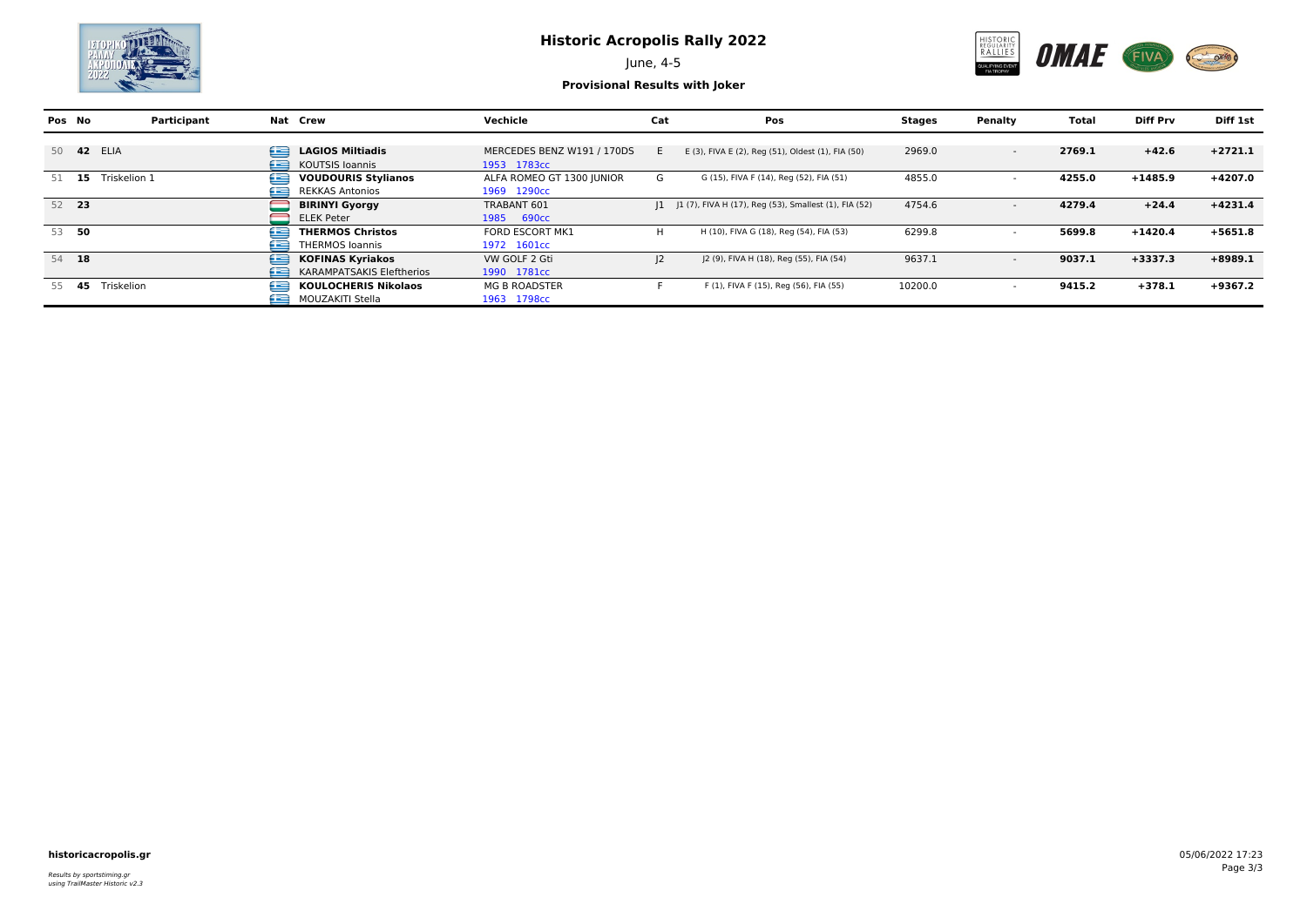# Historic Acropolis Rally 2022

June, 4-5

**Provisional Results with Joker**

| Pos | No | Participant | Nat | Crew | Vechicle | Cat | Pos | Stages | Penalty | Total | Diff Prv | Diff 1st |
|---|---|---|---|---|---|---|---|---|---|---|---|---|
| 50 | **42** | ELIA | | **LAGIOS Miltiadis**<br>KOUTSIS Ioannis | MERCEDES BENZ W191 / 170DS<br>1953 1783cc | E | E (3), FIVA E (2), Reg (51), Oldest (1), FIA (50) | 2969.0 | - | **2769.1** | **+42.6** | **+2721.1** |
| 51 | **15** | Triskelion 1 | | **VOUDOURIS Stylianos**<br>REKKAS Antonios | ALFA ROMEO GT 1300 JUNIOR<br>1969 1290cc | G | G (15), FIVA F (14), Reg (52), FIA (51) | 4855.0 | - | **4255.0** | **+1485.9** | **+4207.0** |
| 52 | **23** | | | **BIRINYI Gyorgy**<br>ELEK Peter | TRABANT 601<br>1985 690cc | J1 | J1 (7), FIVA H (17), Reg (53), Smallest (1), FIA (52) | 4754.6 | - | **4279.4** | **+24.4** | **+4231.4** |
| 53 | **50** | | | **THERMOS Christos**<br>THERMOS Ioannis | FORD ESCORT MK1<br>1972 1601cc | H | H (10), FIVA G (18), Reg (54), FIA (53) | 6299.8 | - | **5699.8** | **+1420.4** | **+5651.8** |
| 54 | **18** | | | **KOFINAS Kyriakos**<br>KARAMPATSAKIS Eleftherios | VW GOLF 2 Gti<br>1990 1781cc | J2 | J2 (9), FIVA H (18), Reg (55), FIA (54) | 9637.1 | - | **9037.1** | **+3337.3** | **+8989.1** |
| 55 | **45** | Triskelion | | **KOULOCHERIS Nikolaos**<br>MOUZAKITI Stella | MG B ROADSTER<br>1963 1798cc | F | F (1), FIVA F (15), Reg (56), FIA (55) | 10200.0 | - | **9415.2** | **+378.1** | **+9367.2** |

**historicacropolis.gr**

*Results by sportstiming.gr*
*using TrailMaster Historic v2.3*

05/06/2022 17:23